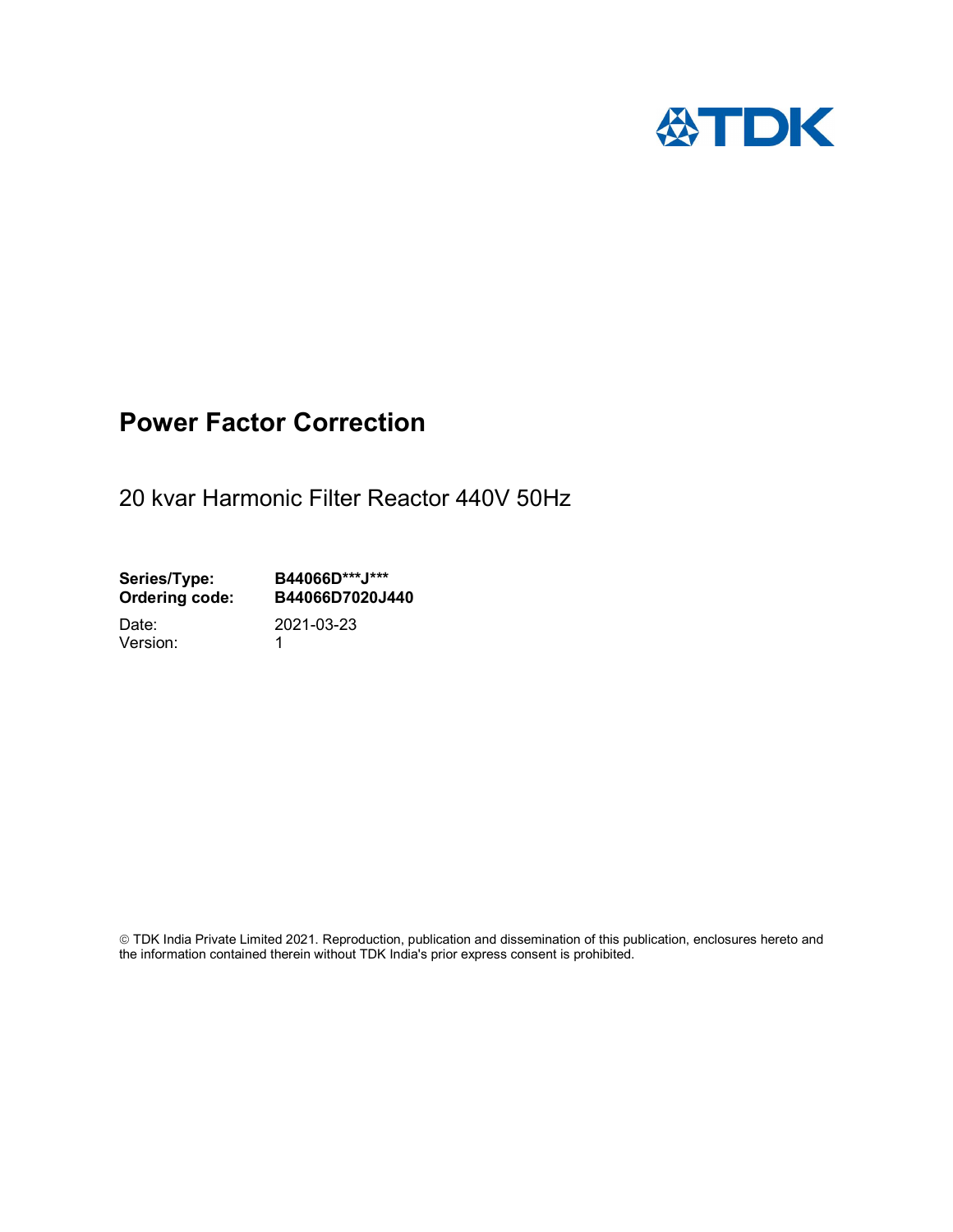TDK

# Power Factor Correction

20 kvar Harmonic Filter Reactor 440V 50Hz

**Series/Type:** **B44066D***J*****
**Ordering code:** **B44066D7020J440**

Date: 2021-03-23
Version: 1

© TDK India Private Limited 2021. Reproduction, publication and dissemination of this publication, enclosures hereto and the information contained therein without TDK India's prior express consent is prohibited.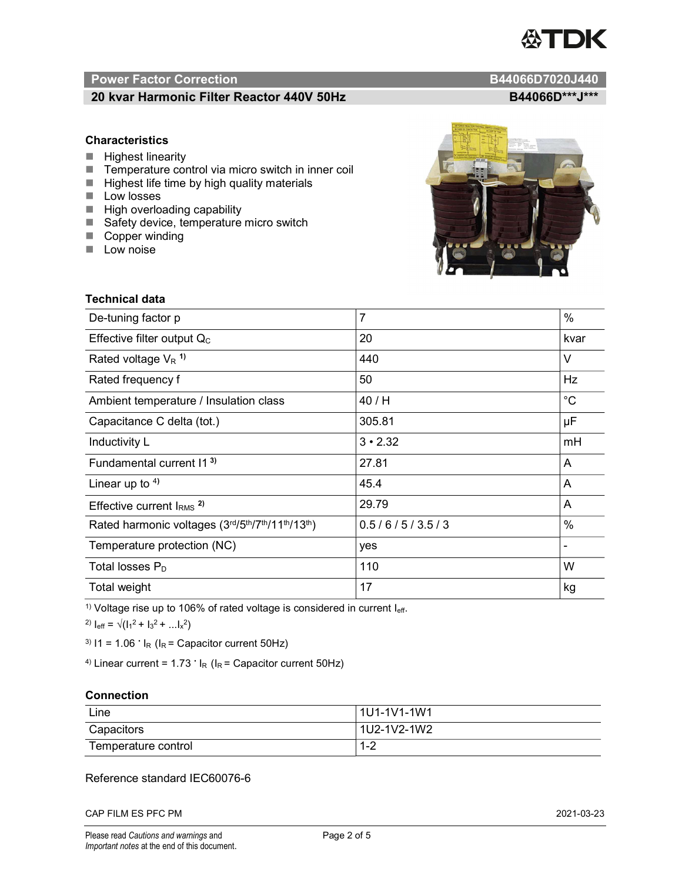## Power Factor Correction — B44066D7020J440

## 20 kvar Harmonic Filter Reactor 440V 50Hz — B44066D***J***

### Characteristics

- Highest linearity
- Temperature control via micro switch in inner coil
- Highest life time by high quality materials
- Low losses
- High overloading capability
- Safety device, temperature micro switch
- Copper winding
- Low noise

### Technical data

| | | |
|---|---|---|
| De-tuning factor p | 7 | % |
| Effective filter output $Q_C$ | 20 | kvar |
| Rated voltage $V_R$ [1] | 440 | V |
| Rated frequency f | 50 | Hz |
| Ambient temperature / Insulation class | 40 / H | °C |
| Capacitance C delta (tot.) | 305.81 | µF |
| Inductivity L | 3 • 2.32 | mH |
| Fundamental current I1 [3] | 27.81 | A |
| Linear up to [4] | 45.4 | A |
| Effective current $I_{RMS}$ [2] | 29.79 | A |
| Rated harmonic voltages (3rd/5th/7th/11th/13th) | 0.5 / 6 / 5 / 3.5 / 3 | % |
| Temperature protection (NC) | yes | - |
| Total losses $P_D$ | 110 | W |
| Total weight | 17 | kg |

[1] Voltage rise up to 106% of rated voltage is considered in current $I_{eff}$.

[2] $I_{eff} = \sqrt{(I_1^2 + I_3^2 + \ldots I_x^2)}$

[3] $I1 = 1.06 \cdot I_R$ ($I_R$ = Capacitor current 50Hz)

[4] Linear current = $1.73 \cdot I_R$ ($I_R$ = Capacitor current 50Hz)

### Connection

| | |
|---|---|
| Line | 1U1-1V1-1W1 |
| Capacitors | 1U2-1V2-1W2 |
| Temperature control | 1-2 |

Reference standard IEC60076-6

CAP FILM ES PFC PM — 2021-03-23

Please read *Cautions and warnings* and *Important notes* at the end of this document.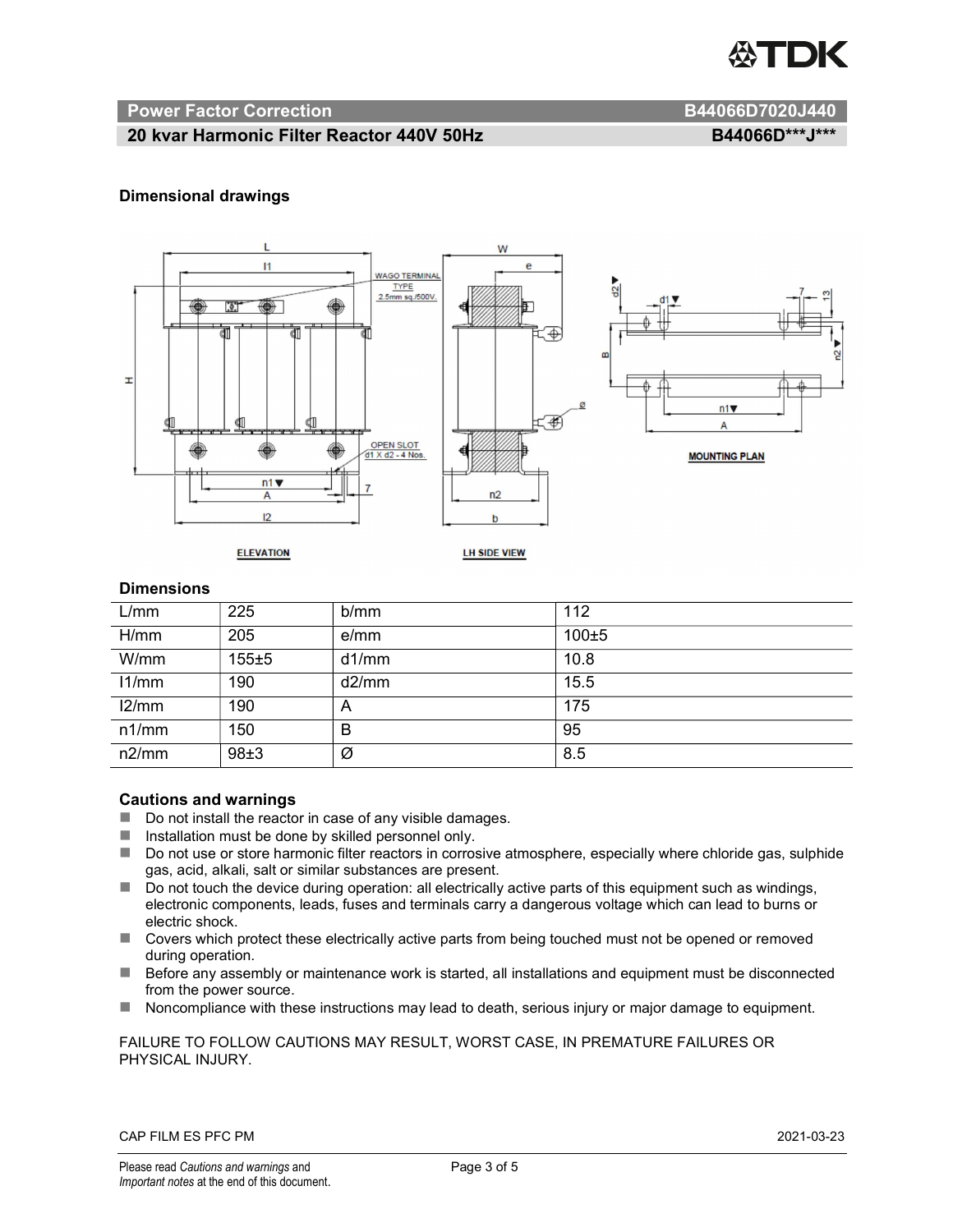**Power Factor Correction** B44066D7020J440

**20 kvar Harmonic Filter Reactor 440V 50Hz** B44066D***J***

### Dimensional drawings

### Dimensions

| L/mm | 225 | b/mm | 112 |
|---|---|---|---|
| H/mm | 205 | e/mm | 100±5 |
| W/mm | 155±5 | d1/mm | 10.8 |
| l1/mm | 190 | d2/mm | 15.5 |
| l2/mm | 190 | A | 175 |
| n1/mm | 150 | B | 95 |
| n2/mm | 98±3 | Ø | 8.5 |

### Cautions and warnings

- Do not install the reactor in case of any visible damages.
- Installation must be done by skilled personnel only.
- Do not use or store harmonic filter reactors in corrosive atmosphere, especially where chloride gas, sulphide gas, acid, alkali, salt or similar substances are present.
- Do not touch the device during operation: all electrically active parts of this equipment such as windings, electronic components, leads, fuses and terminals carry a dangerous voltage which can lead to burns or electric shock.
- Covers which protect these electrically active parts from being touched must not be opened or removed during operation.
- Before any assembly or maintenance work is started, all installations and equipment must be disconnected from the power source.
- Noncompliance with these instructions may lead to death, serious injury or major damage to equipment.

FAILURE TO FOLLOW CAUTIONS MAY RESULT, WORST CASE, IN PREMATURE FAILURES OR PHYSICAL INJURY.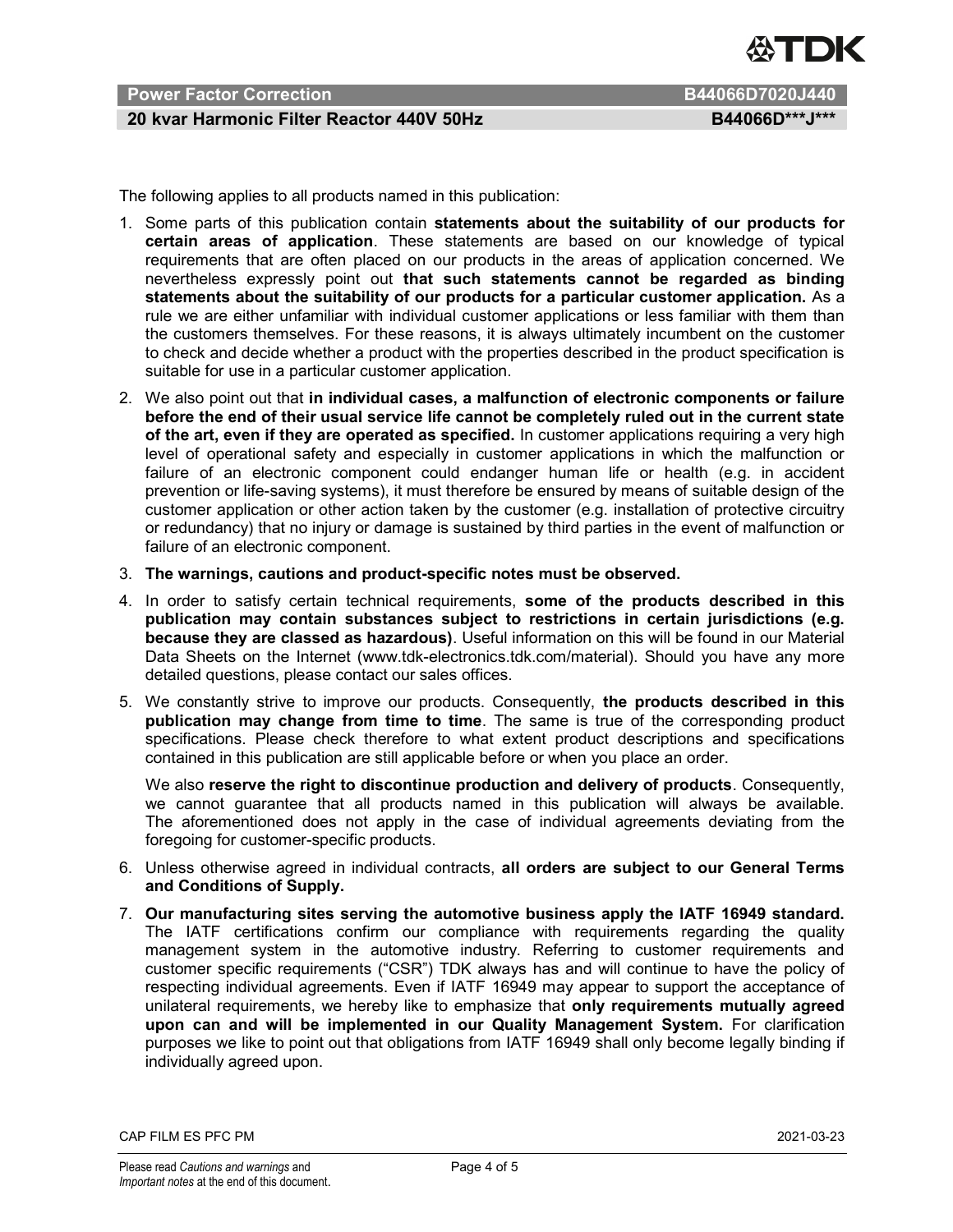The following applies to all products named in this publication:

1. Some parts of this publication contain **statements about the suitability of our products for certain areas of application**. These statements are based on our knowledge of typical requirements that are often placed on our products in the areas of application concerned. We nevertheless expressly point out **that such statements cannot be regarded as binding statements about the suitability of our products for a particular customer application.** As a rule we are either unfamiliar with individual customer applications or less familiar with them than the customers themselves. For these reasons, it is always ultimately incumbent on the customer to check and decide whether a product with the properties described in the product specification is suitable for use in a particular customer application.
2. We also point out that **in individual cases, a malfunction of electronic components or failure before the end of their usual service life cannot be completely ruled out in the current state of the art, even if they are operated as specified.** In customer applications requiring a very high level of operational safety and especially in customer applications in which the malfunction or failure of an electronic component could endanger human life or health (e.g. in accident prevention or life-saving systems), it must therefore be ensured by means of suitable design of the customer application or other action taken by the customer (e.g. installation of protective circuitry or redundancy) that no injury or damage is sustained by third parties in the event of malfunction or failure of an electronic component.
3. **The warnings, cautions and product-specific notes must be observed.**
4. In order to satisfy certain technical requirements, **some of the products described in this publication may contain substances subject to restrictions in certain jurisdictions (e.g. because they are classed as hazardous)**. Useful information on this will be found in our Material Data Sheets on the Internet (www.tdk-electronics.tdk.com/material). Should you have any more detailed questions, please contact our sales offices.
5. We constantly strive to improve our products. Consequently, **the products described in this publication may change from time to time**. The same is true of the corresponding product specifications. Please check therefore to what extent product descriptions and specifications contained in this publication are still applicable before or when you place an order.

   We also **reserve the right to discontinue production and delivery of products**. Consequently, we cannot guarantee that all products named in this publication will always be available. The aforementioned does not apply in the case of individual agreements deviating from the foregoing for customer-specific products.
6. Unless otherwise agreed in individual contracts, **all orders are subject to our General Terms and Conditions of Supply.**
7. **Our manufacturing sites serving the automotive business apply the IATF 16949 standard.** The IATF certifications confirm our compliance with requirements regarding the quality management system in the automotive industry. Referring to customer requirements and customer specific requirements ("CSR") TDK always has and will continue to have the policy of respecting individual agreements. Even if IATF 16949 may appear to support the acceptance of unilateral requirements, we hereby like to emphasize that **only requirements mutually agreed upon can and will be implemented in our Quality Management System.** For clarification purposes we like to point out that obligations from IATF 16949 shall only become legally binding if individually agreed upon.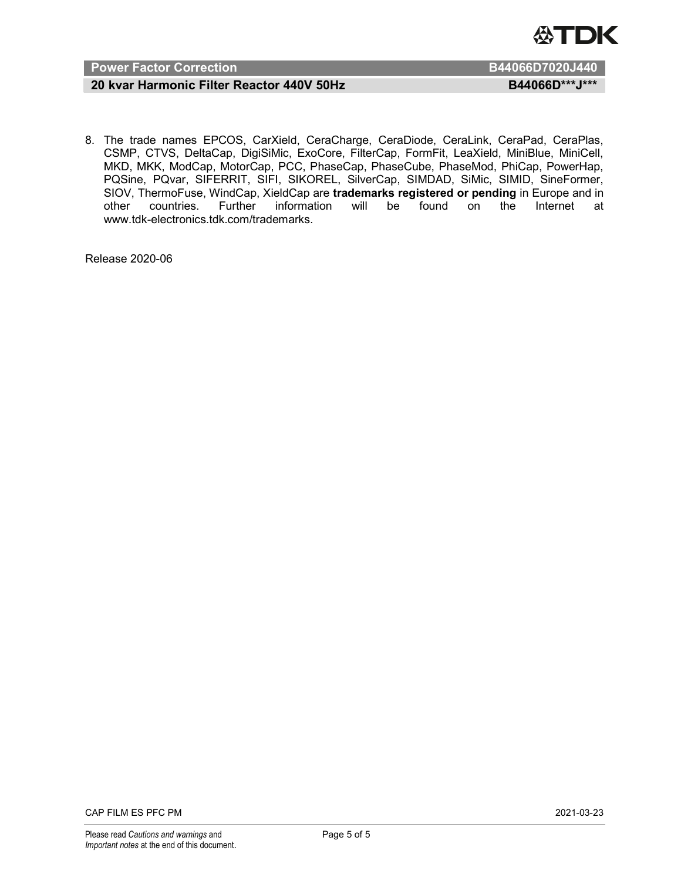8. The trade names EPCOS, CarXield, CeraCharge, CeraDiode, CeraLink, CeraPad, CeraPlas, CSMP, CTVS, DeltaCap, DigiSiMic, ExoCore, FilterCap, FormFit, LeaXield, MiniBlue, MiniCell, MKD, MKK, ModCap, MotorCap, PCC, PhaseCap, PhaseCube, PhaseMod, PhiCap, PowerHap, PQSine, PQvar, SIFERRIT, SIFI, SIKOREL, SilverCap, SIMDAD, SiMic, SIMID, SineFormer, SIOV, ThermoFuse, WindCap, XieldCap are **trademarks registered or pending** in Europe and in other countries. Further information will be found on the Internet at www.tdk-electronics.tdk.com/trademarks.

Release 2020-06